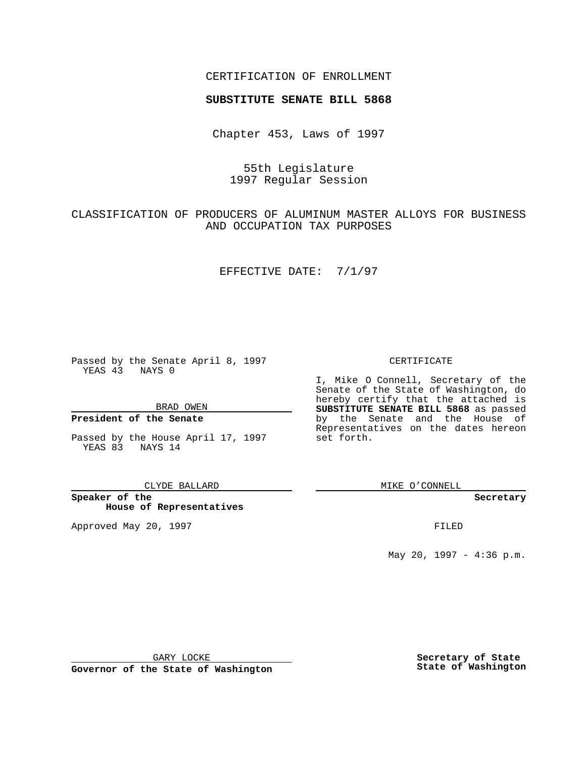CERTIFICATION OF ENROLLMENT

**SUBSTITUTE SENATE BILL 5868**

Chapter 453, Laws of 1997

55th Legislature
1997 Regular Session

CLASSIFICATION OF PRODUCERS OF ALUMINUM MASTER ALLOYS FOR BUSINESS AND OCCUPATION TAX PURPOSES

EFFECTIVE DATE: 7/1/97

Passed by the Senate April 8, 1997
YEAS 43 NAYS 0

BRAD OWEN

**President of the Senate**

Passed by the House April 17, 1997
YEAS 83 NAYS 14

CLYDE BALLARD

**Speaker of the House of Representatives**

Approved May 20, 1997

GARY LOCKE

**Governor of the State of Washington**

CERTIFICATE

I, Mike O Connell, Secretary of the Senate of the State of Washington, do hereby certify that the attached is **SUBSTITUTE SENATE BILL 5868** as passed by the Senate and the House of Representatives on the dates hereon set forth.

MIKE O'CONNELL

**Secretary**

FILED

May 20, 1997 - 4:36 p.m.

**Secretary of State**
**State of Washington**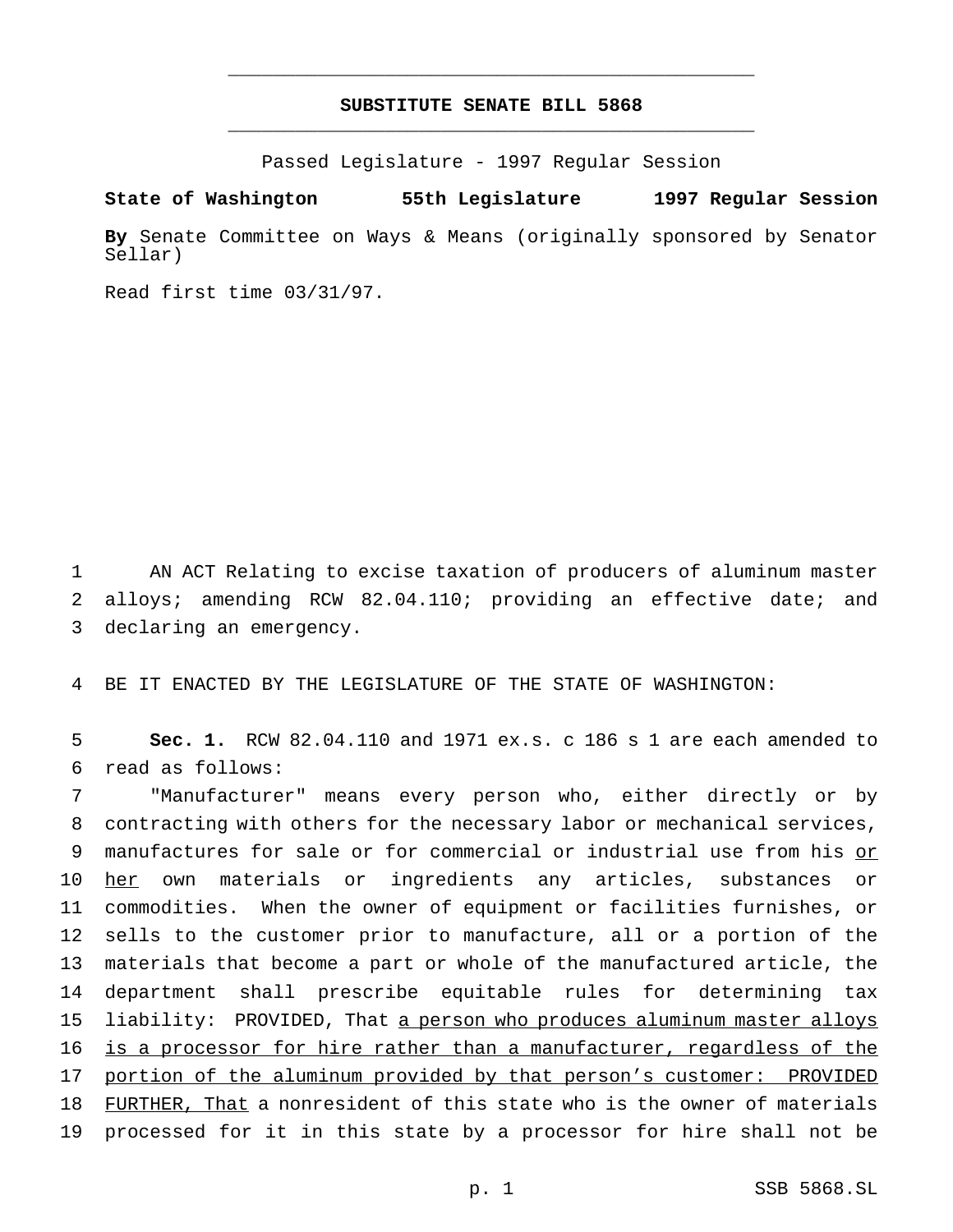# SUBSTITUTE SENATE BILL 5868

Passed Legislature - 1997 Regular Session

**State of Washington 55th Legislature 1997 Regular Session**

**By** Senate Committee on Ways & Means (originally sponsored by Senator Sellar)

Read first time 03/31/97.

AN ACT Relating to excise taxation of producers of aluminum master alloys; amending RCW 82.04.110; providing an effective date; and declaring an emergency.

BE IT ENACTED BY THE LEGISLATURE OF THE STATE OF WASHINGTON:

**Sec. 1.** RCW 82.04.110 and 1971 ex.s. c 186 s 1 are each amended to read as follows:

"Manufacturer" means every person who, either directly or by contracting with others for the necessary labor or mechanical services, manufactures for sale or for commercial or industrial use from his <u>or her</u> own materials or ingredients any articles, substances or commodities. When the owner of equipment or facilities furnishes, or sells to the customer prior to manufacture, all or a portion of the materials that become a part or whole of the manufactured article, the department shall prescribe equitable rules for determining tax liability: PROVIDED, That <u>a person who produces aluminum master alloys is a processor for hire rather than a manufacturer, regardless of the portion of the aluminum provided by that person's customer: PROVIDED FURTHER, That</u> a nonresident of this state who is the owner of materials processed for it in this state by a processor for hire shall not be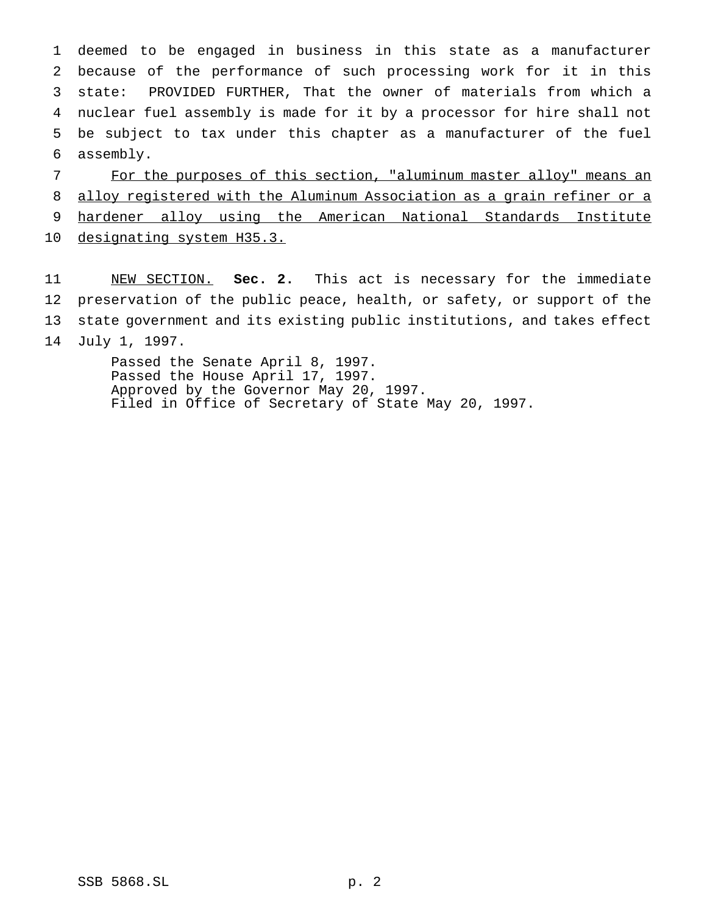deemed to be engaged in business in this state as a manufacturer because of the performance of such processing work for it in this state: PROVIDED FURTHER, That the owner of materials from which a nuclear fuel assembly is made for it by a processor for hire shall not be subject to tax under this chapter as a manufacturer of the fuel assembly.

For the purposes of this section, "aluminum master alloy" means an alloy registered with the Aluminum Association as a grain refiner or a hardener alloy using the American National Standards Institute designating system H35.3.

NEW SECTION. **Sec. 2.** This act is necessary for the immediate preservation of the public peace, health, or safety, or support of the state government and its existing public institutions, and takes effect July 1, 1997.

Passed the Senate April 8, 1997.
Passed the House April 17, 1997.
Approved by the Governor May 20, 1997.
Filed in Office of Secretary of State May 20, 1997.